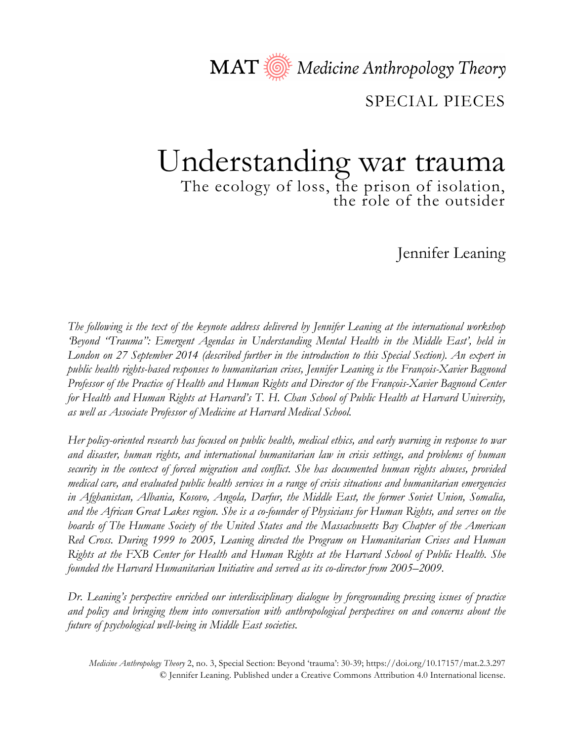MAT Medicine Anthropology Theory

SPECIAL PIECES

# Understanding war trauma

## The ecology of loss, the prison of isolation, the role of the outsider

Jennifer Leaning

*The following is the text of the keynote address delivered by Jennifer Leaning at the international workshop 'Beyond "Trauma": Emergent Agendas in Understanding Mental Health in the Middle East', held in London on 27 September 2014 (described further in the introduction to this Special Section). An expert in public health rights-based responses to humanitarian crises, Jennifer Leaning is the François-Xavier Bagnoud Professor of the Practice of Health and Human Rights and Director of the François-Xavier Bagnoud Center for Health and Human Rights at Harvard's T. H. Chan School of Public Health at Harvard University, as well as Associate Professor of Medicine at Harvard Medical School.*

*Her policy-oriented research has focused on public health, medical ethics, and early warning in response to war and disaster, human rights, and international humanitarian law in crisis settings, and problems of human security in the context of forced migration and conflict. She has documented human rights abuses, provided medical care, and evaluated public health services in a range of crisis situations and humanitarian emergencies in Afghanistan, Albania, Kosovo, Angola, Darfur, the Middle East, the former Soviet Union, Somalia, and the African Great Lakes region. She is a co-founder of Physicians for Human Rights, and serves on the boards of The Humane Society of the United States and the Massachusetts Bay Chapter of the American Red Cross. During 1999 to 2005, Leaning directed the Program on Humanitarian Crises and Human Rights at the FXB Center for Health and Human Rights at the Harvard School of Public Health. She founded the Harvard Humanitarian Initiative and served as its co-director from 2005–2009.*

*Dr. Leaning's perspective enriched our interdisciplinary dialogue by foregrounding pressing issues of practice and policy and bringing them into conversation with anthropological perspectives on and concerns about the future of psychological well-being in Middle East societies.*

*Medicine Anthropology Theory* 2, no. 3, Special Section: Beyond 'trauma': 30-39; https://doi.org/10.17157/mat.2.3.297
© Jennifer Leaning. Published under a Creative Commons Attribution 4.0 International license.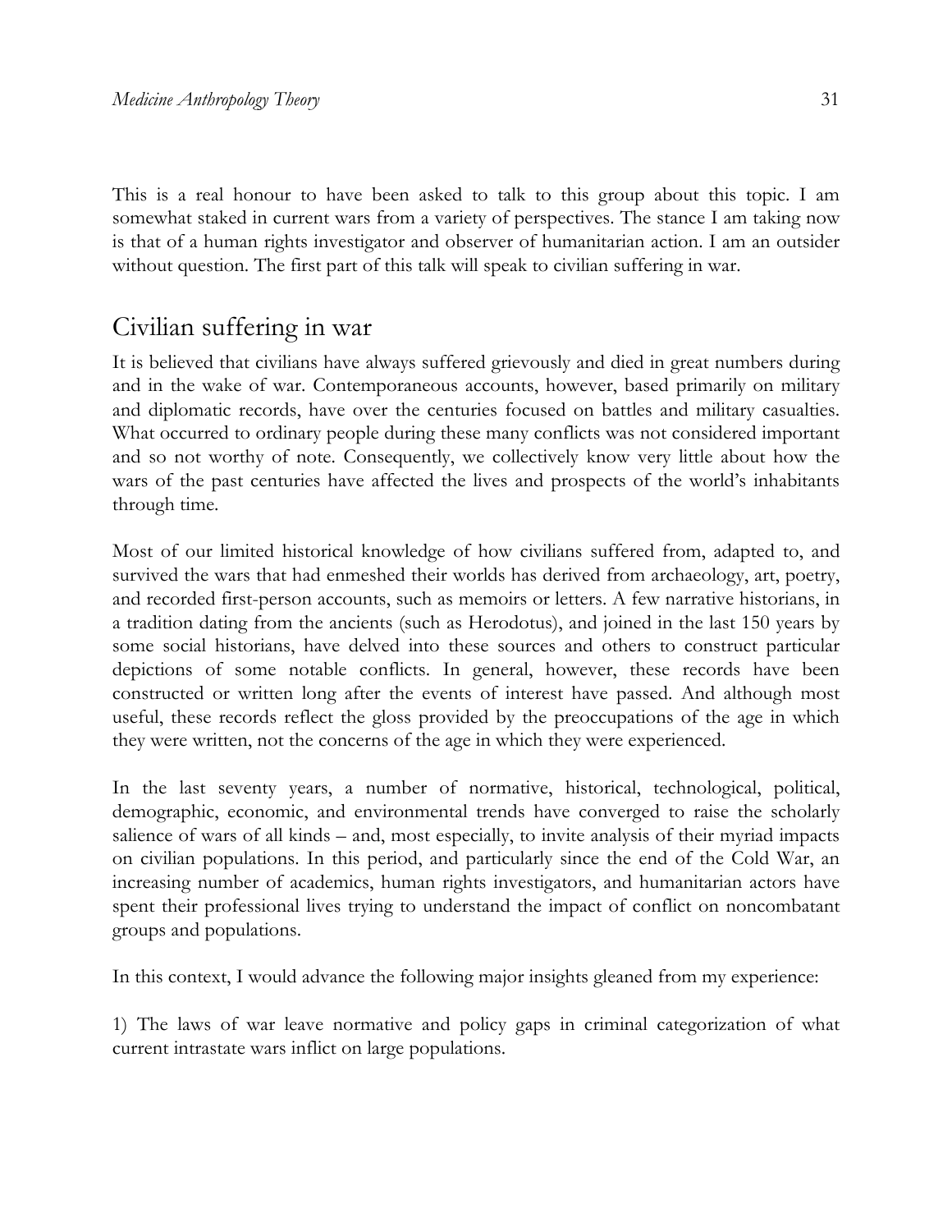This is a real honour to have been asked to talk to this group about this topic. I am somewhat staked in current wars from a variety of perspectives. The stance I am taking now is that of a human rights investigator and observer of humanitarian action. I am an outsider without question. The first part of this talk will speak to civilian suffering in war.

## Civilian suffering in war

It is believed that civilians have always suffered grievously and died in great numbers during and in the wake of war. Contemporaneous accounts, however, based primarily on military and diplomatic records, have over the centuries focused on battles and military casualties. What occurred to ordinary people during these many conflicts was not considered important and so not worthy of note. Consequently, we collectively know very little about how the wars of the past centuries have affected the lives and prospects of the world's inhabitants through time.

Most of our limited historical knowledge of how civilians suffered from, adapted to, and survived the wars that had enmeshed their worlds has derived from archaeology, art, poetry, and recorded first-person accounts, such as memoirs or letters. A few narrative historians, in a tradition dating from the ancients (such as Herodotus), and joined in the last 150 years by some social historians, have delved into these sources and others to construct particular depictions of some notable conflicts. In general, however, these records have been constructed or written long after the events of interest have passed. And although most useful, these records reflect the gloss provided by the preoccupations of the age in which they were written, not the concerns of the age in which they were experienced.

In the last seventy years, a number of normative, historical, technological, political, demographic, economic, and environmental trends have converged to raise the scholarly salience of wars of all kinds – and, most especially, to invite analysis of their myriad impacts on civilian populations. In this period, and particularly since the end of the Cold War, an increasing number of academics, human rights investigators, and humanitarian actors have spent their professional lives trying to understand the impact of conflict on noncombatant groups and populations.

In this context, I would advance the following major insights gleaned from my experience:

1) The laws of war leave normative and policy gaps in criminal categorization of what current intrastate wars inflict on large populations.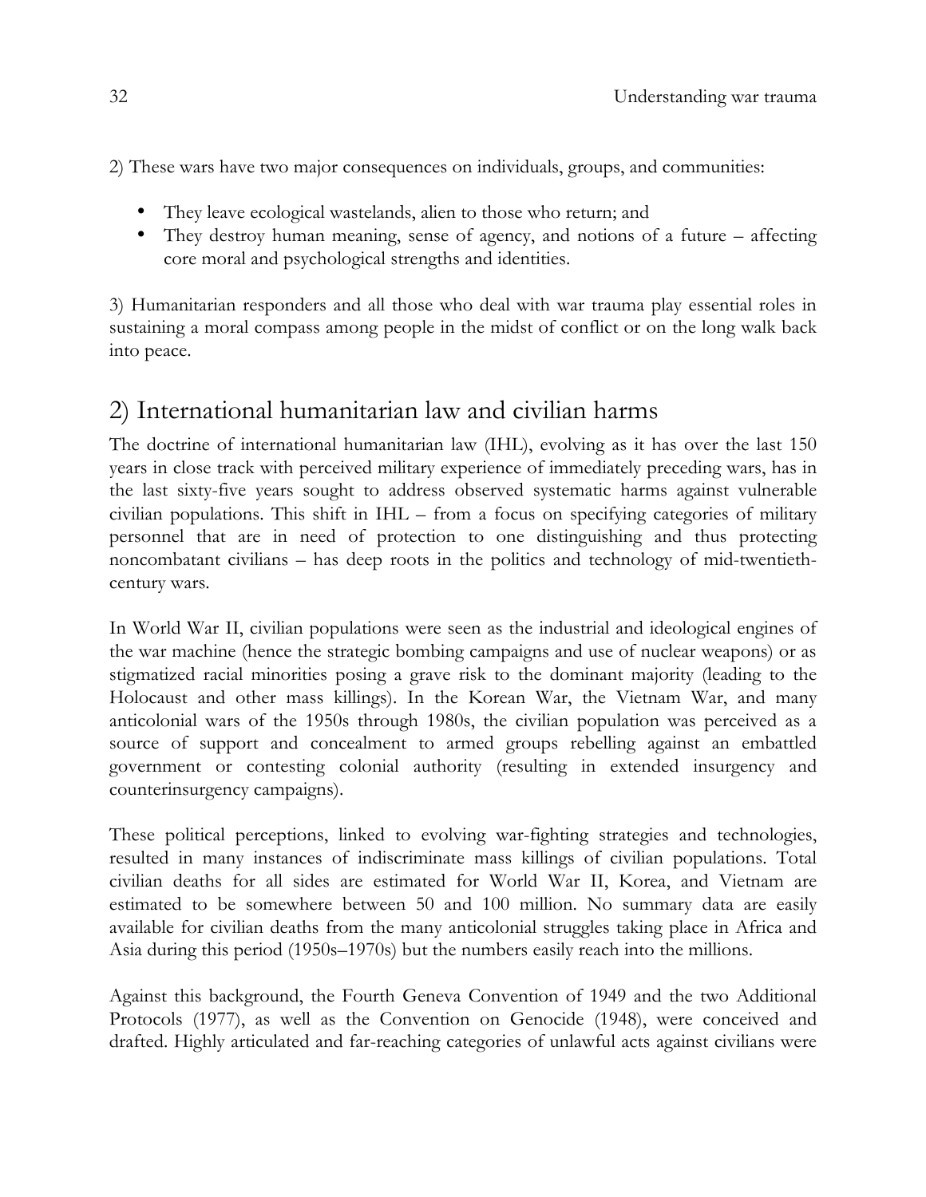2) These wars have two major consequences on individuals, groups, and communities:

- They leave ecological wastelands, alien to those who return; and
- They destroy human meaning, sense of agency, and notions of a future – affecting core moral and psychological strengths and identities.

3) Humanitarian responders and all those who deal with war trauma play essential roles in sustaining a moral compass among people in the midst of conflict or on the long walk back into peace.

## 2) International humanitarian law and civilian harms

The doctrine of international humanitarian law (IHL), evolving as it has over the last 150 years in close track with perceived military experience of immediately preceding wars, has in the last sixty-five years sought to address observed systematic harms against vulnerable civilian populations. This shift in IHL – from a focus on specifying categories of military personnel that are in need of protection to one distinguishing and thus protecting noncombatant civilians – has deep roots in the politics and technology of mid-twentieth-century wars.

In World War II, civilian populations were seen as the industrial and ideological engines of the war machine (hence the strategic bombing campaigns and use of nuclear weapons) or as stigmatized racial minorities posing a grave risk to the dominant majority (leading to the Holocaust and other mass killings). In the Korean War, the Vietnam War, and many anticolonial wars of the 1950s through 1980s, the civilian population was perceived as a source of support and concealment to armed groups rebelling against an embattled government or contesting colonial authority (resulting in extended insurgency and counterinsurgency campaigns).

These political perceptions, linked to evolving war-fighting strategies and technologies, resulted in many instances of indiscriminate mass killings of civilian populations. Total civilian deaths for all sides are estimated for World War II, Korea, and Vietnam are estimated to be somewhere between 50 and 100 million. No summary data are easily available for civilian deaths from the many anticolonial struggles taking place in Africa and Asia during this period (1950s–1970s) but the numbers easily reach into the millions.

Against this background, the Fourth Geneva Convention of 1949 and the two Additional Protocols (1977), as well as the Convention on Genocide (1948), were conceived and drafted. Highly articulated and far-reaching categories of unlawful acts against civilians were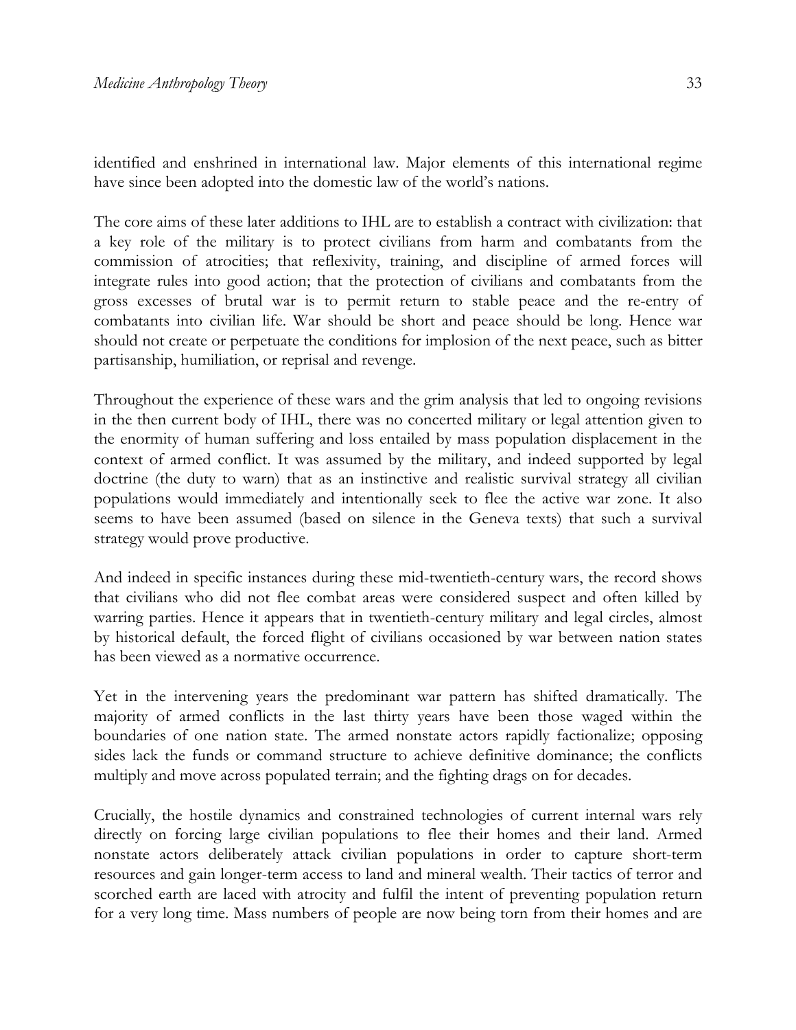identified and enshrined in international law. Major elements of this international regime have since been adopted into the domestic law of the world's nations.

The core aims of these later additions to IHL are to establish a contract with civilization: that a key role of the military is to protect civilians from harm and combatants from the commission of atrocities; that reflexivity, training, and discipline of armed forces will integrate rules into good action; that the protection of civilians and combatants from the gross excesses of brutal war is to permit return to stable peace and the re-entry of combatants into civilian life. War should be short and peace should be long. Hence war should not create or perpetuate the conditions for implosion of the next peace, such as bitter partisanship, humiliation, or reprisal and revenge.

Throughout the experience of these wars and the grim analysis that led to ongoing revisions in the then current body of IHL, there was no concerted military or legal attention given to the enormity of human suffering and loss entailed by mass population displacement in the context of armed conflict. It was assumed by the military, and indeed supported by legal doctrine (the duty to warn) that as an instinctive and realistic survival strategy all civilian populations would immediately and intentionally seek to flee the active war zone. It also seems to have been assumed (based on silence in the Geneva texts) that such a survival strategy would prove productive.

And indeed in specific instances during these mid-twentieth-century wars, the record shows that civilians who did not flee combat areas were considered suspect and often killed by warring parties. Hence it appears that in twentieth-century military and legal circles, almost by historical default, the forced flight of civilians occasioned by war between nation states has been viewed as a normative occurrence.

Yet in the intervening years the predominant war pattern has shifted dramatically. The majority of armed conflicts in the last thirty years have been those waged within the boundaries of one nation state. The armed nonstate actors rapidly factionalize; opposing sides lack the funds or command structure to achieve definitive dominance; the conflicts multiply and move across populated terrain; and the fighting drags on for decades.

Crucially, the hostile dynamics and constrained technologies of current internal wars rely directly on forcing large civilian populations to flee their homes and their land. Armed nonstate actors deliberately attack civilian populations in order to capture short-term resources and gain longer-term access to land and mineral wealth. Their tactics of terror and scorched earth are laced with atrocity and fulfil the intent of preventing population return for a very long time. Mass numbers of people are now being torn from their homes and are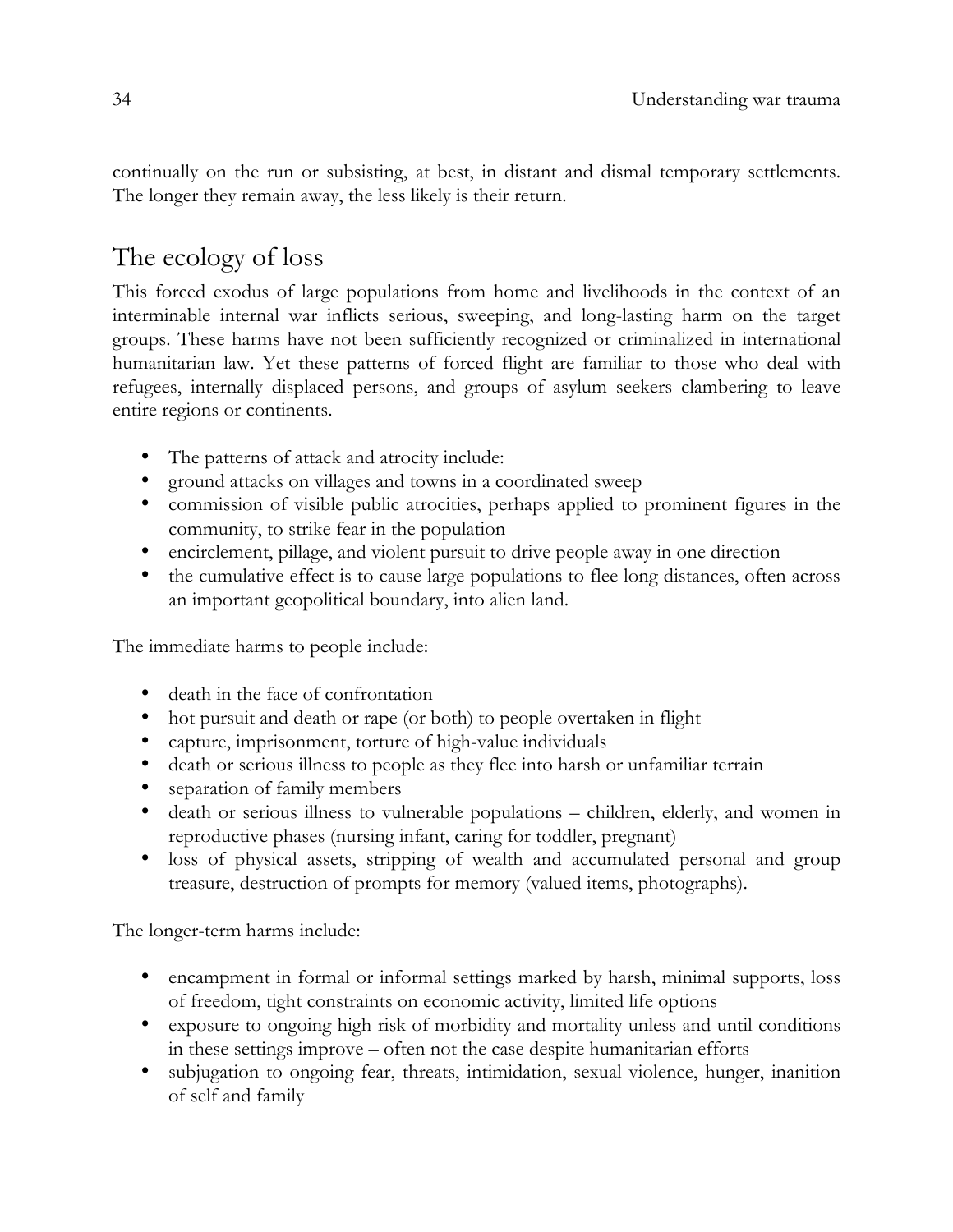continually on the run or subsisting, at best, in distant and dismal temporary settlements. The longer they remain away, the less likely is their return.

## The ecology of loss

This forced exodus of large populations from home and livelihoods in the context of an interminable internal war inflicts serious, sweeping, and long-lasting harm on the target groups. These harms have not been sufficiently recognized or criminalized in international humanitarian law. Yet these patterns of forced flight are familiar to those who deal with refugees, internally displaced persons, and groups of asylum seekers clambering to leave entire regions or continents.

- The patterns of attack and atrocity include:
- ground attacks on villages and towns in a coordinated sweep
- commission of visible public atrocities, perhaps applied to prominent figures in the community, to strike fear in the population
- encirclement, pillage, and violent pursuit to drive people away in one direction
- the cumulative effect is to cause large populations to flee long distances, often across an important geopolitical boundary, into alien land.

The immediate harms to people include:

- death in the face of confrontation
- hot pursuit and death or rape (or both) to people overtaken in flight
- capture, imprisonment, torture of high-value individuals
- death or serious illness to people as they flee into harsh or unfamiliar terrain
- separation of family members
- death or serious illness to vulnerable populations – children, elderly, and women in reproductive phases (nursing infant, caring for toddler, pregnant)
- loss of physical assets, stripping of wealth and accumulated personal and group treasure, destruction of prompts for memory (valued items, photographs).

The longer-term harms include:

- encampment in formal or informal settings marked by harsh, minimal supports, loss of freedom, tight constraints on economic activity, limited life options
- exposure to ongoing high risk of morbidity and mortality unless and until conditions in these settings improve – often not the case despite humanitarian efforts
- subjugation to ongoing fear, threats, intimidation, sexual violence, hunger, inanition of self and family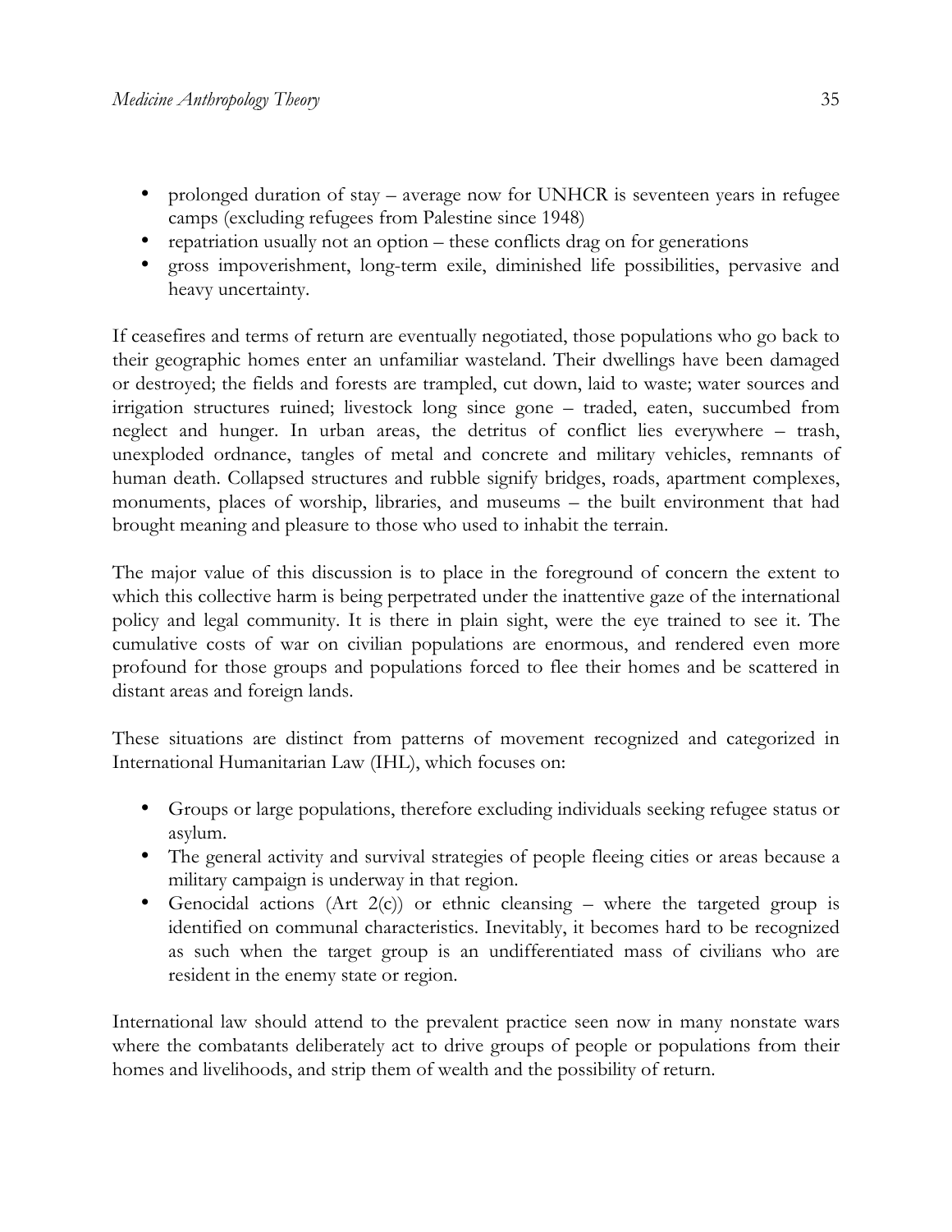- prolonged duration of stay – average now for UNHCR is seventeen years in refugee camps (excluding refugees from Palestine since 1948)
- repatriation usually not an option – these conflicts drag on for generations
- gross impoverishment, long-term exile, diminished life possibilities, pervasive and heavy uncertainty.

If ceasefires and terms of return are eventually negotiated, those populations who go back to their geographic homes enter an unfamiliar wasteland. Their dwellings have been damaged or destroyed; the fields and forests are trampled, cut down, laid to waste; water sources and irrigation structures ruined; livestock long since gone – traded, eaten, succumbed from neglect and hunger. In urban areas, the detritus of conflict lies everywhere – trash, unexploded ordnance, tangles of metal and concrete and military vehicles, remnants of human death. Collapsed structures and rubble signify bridges, roads, apartment complexes, monuments, places of worship, libraries, and museums – the built environment that had brought meaning and pleasure to those who used to inhabit the terrain.

The major value of this discussion is to place in the foreground of concern the extent to which this collective harm is being perpetrated under the inattentive gaze of the international policy and legal community. It is there in plain sight, were the eye trained to see it. The cumulative costs of war on civilian populations are enormous, and rendered even more profound for those groups and populations forced to flee their homes and be scattered in distant areas and foreign lands.

These situations are distinct from patterns of movement recognized and categorized in International Humanitarian Law (IHL), which focuses on:

- Groups or large populations, therefore excluding individuals seeking refugee status or asylum.
- The general activity and survival strategies of people fleeing cities or areas because a military campaign is underway in that region.
- Genocidal actions (Art 2(c)) or ethnic cleansing – where the targeted group is identified on communal characteristics. Inevitably, it becomes hard to be recognized as such when the target group is an undifferentiated mass of civilians who are resident in the enemy state or region.

International law should attend to the prevalent practice seen now in many nonstate wars where the combatants deliberately act to drive groups of people or populations from their homes and livelihoods, and strip them of wealth and the possibility of return.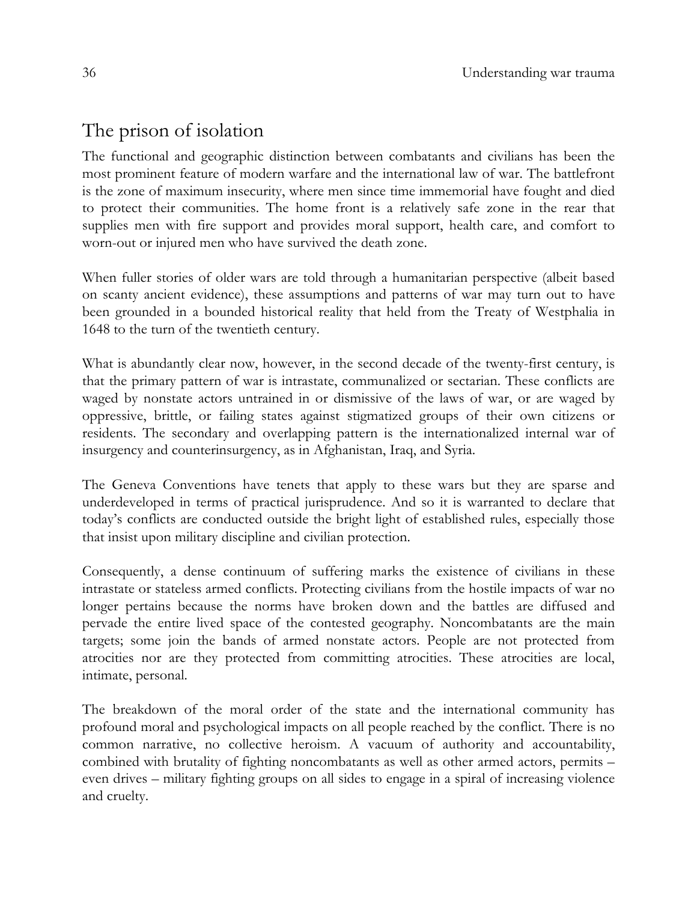## The prison of isolation

The functional and geographic distinction between combatants and civilians has been the most prominent feature of modern warfare and the international law of war. The battlefront is the zone of maximum insecurity, where men since time immemorial have fought and died to protect their communities. The home front is a relatively safe zone in the rear that supplies men with fire support and provides moral support, health care, and comfort to worn-out or injured men who have survived the death zone.

When fuller stories of older wars are told through a humanitarian perspective (albeit based on scanty ancient evidence), these assumptions and patterns of war may turn out to have been grounded in a bounded historical reality that held from the Treaty of Westphalia in 1648 to the turn of the twentieth century.

What is abundantly clear now, however, in the second decade of the twenty-first century, is that the primary pattern of war is intrastate, communalized or sectarian. These conflicts are waged by nonstate actors untrained in or dismissive of the laws of war, or are waged by oppressive, brittle, or failing states against stigmatized groups of their own citizens or residents. The secondary and overlapping pattern is the internationalized internal war of insurgency and counterinsurgency, as in Afghanistan, Iraq, and Syria.

The Geneva Conventions have tenets that apply to these wars but they are sparse and underdeveloped in terms of practical jurisprudence. And so it is warranted to declare that today's conflicts are conducted outside the bright light of established rules, especially those that insist upon military discipline and civilian protection.

Consequently, a dense continuum of suffering marks the existence of civilians in these intrastate or stateless armed conflicts. Protecting civilians from the hostile impacts of war no longer pertains because the norms have broken down and the battles are diffused and pervade the entire lived space of the contested geography. Noncombatants are the main targets; some join the bands of armed nonstate actors. People are not protected from atrocities nor are they protected from committing atrocities. These atrocities are local, intimate, personal.

The breakdown of the moral order of the state and the international community has profound moral and psychological impacts on all people reached by the conflict. There is no common narrative, no collective heroism. A vacuum of authority and accountability, combined with brutality of fighting noncombatants as well as other armed actors, permits – even drives – military fighting groups on all sides to engage in a spiral of increasing violence and cruelty.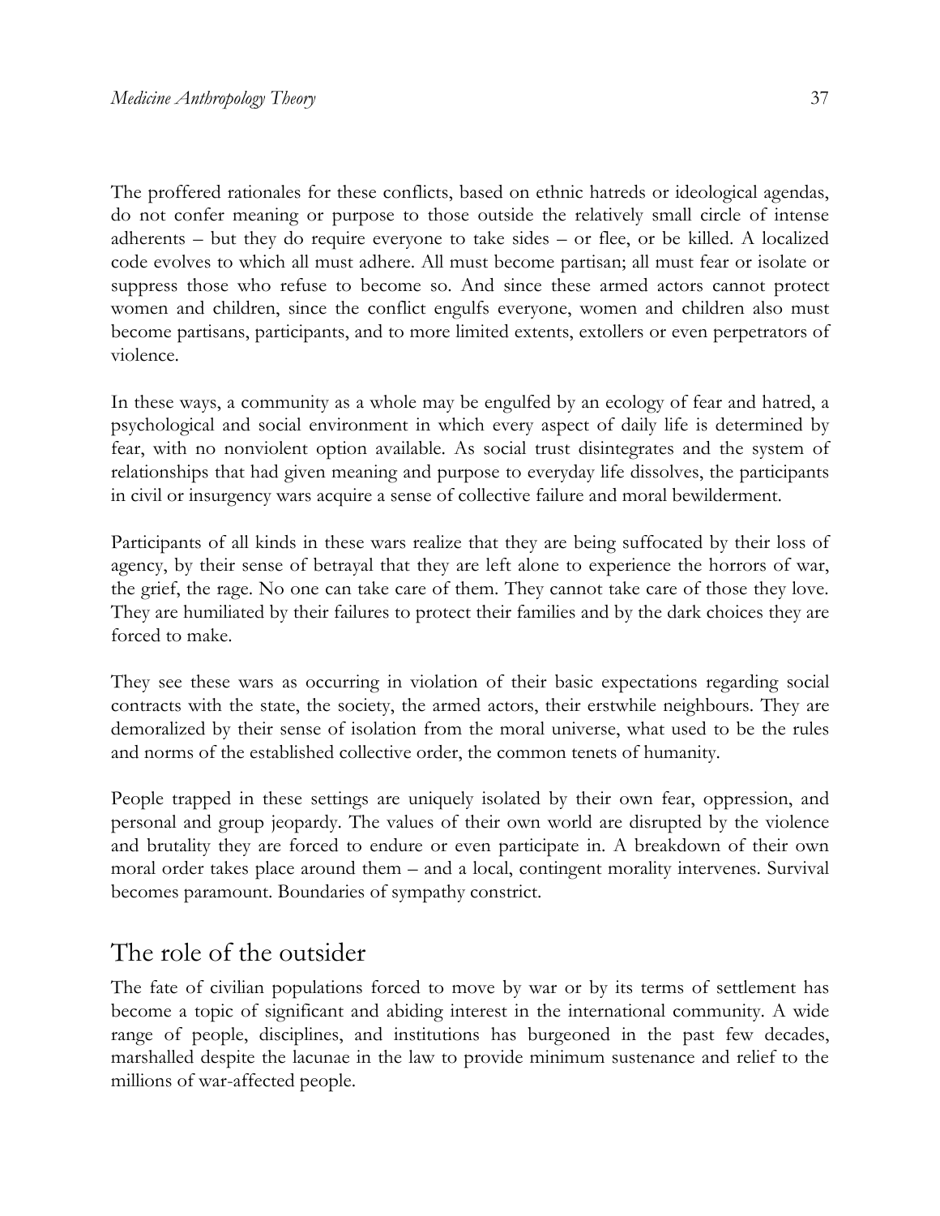The proffered rationales for these conflicts, based on ethnic hatreds or ideological agendas, do not confer meaning or purpose to those outside the relatively small circle of intense adherents – but they do require everyone to take sides – or flee, or be killed. A localized code evolves to which all must adhere. All must become partisan; all must fear or isolate or suppress those who refuse to become so. And since these armed actors cannot protect women and children, since the conflict engulfs everyone, women and children also must become partisans, participants, and to more limited extents, extollers or even perpetrators of violence.

In these ways, a community as a whole may be engulfed by an ecology of fear and hatred, a psychological and social environment in which every aspect of daily life is determined by fear, with no nonviolent option available. As social trust disintegrates and the system of relationships that had given meaning and purpose to everyday life dissolves, the participants in civil or insurgency wars acquire a sense of collective failure and moral bewilderment.

Participants of all kinds in these wars realize that they are being suffocated by their loss of agency, by their sense of betrayal that they are left alone to experience the horrors of war, the grief, the rage. No one can take care of them. They cannot take care of those they love. They are humiliated by their failures to protect their families and by the dark choices they are forced to make.

They see these wars as occurring in violation of their basic expectations regarding social contracts with the state, the society, the armed actors, their erstwhile neighbours. They are demoralized by their sense of isolation from the moral universe, what used to be the rules and norms of the established collective order, the common tenets of humanity.

People trapped in these settings are uniquely isolated by their own fear, oppression, and personal and group jeopardy. The values of their own world are disrupted by the violence and brutality they are forced to endure or even participate in. A breakdown of their own moral order takes place around them – and a local, contingent morality intervenes. Survival becomes paramount. Boundaries of sympathy constrict.

## The role of the outsider

The fate of civilian populations forced to move by war or by its terms of settlement has become a topic of significant and abiding interest in the international community. A wide range of people, disciplines, and institutions has burgeoned in the past few decades, marshalled despite the lacunae in the law to provide minimum sustenance and relief to the millions of war-affected people.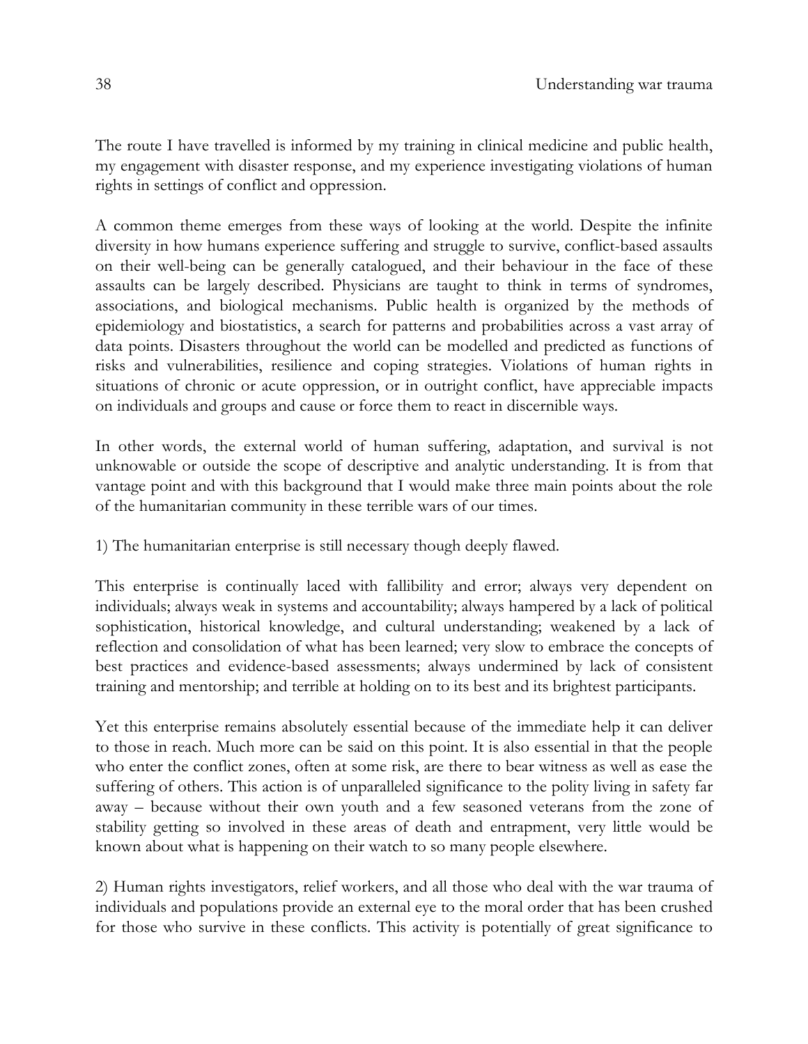The route I have travelled is informed by my training in clinical medicine and public health, my engagement with disaster response, and my experience investigating violations of human rights in settings of conflict and oppression.

A common theme emerges from these ways of looking at the world. Despite the infinite diversity in how humans experience suffering and struggle to survive, conflict-based assaults on their well-being can be generally catalogued, and their behaviour in the face of these assaults can be largely described. Physicians are taught to think in terms of syndromes, associations, and biological mechanisms. Public health is organized by the methods of epidemiology and biostatistics, a search for patterns and probabilities across a vast array of data points. Disasters throughout the world can be modelled and predicted as functions of risks and vulnerabilities, resilience and coping strategies. Violations of human rights in situations of chronic or acute oppression, or in outright conflict, have appreciable impacts on individuals and groups and cause or force them to react in discernible ways.

In other words, the external world of human suffering, adaptation, and survival is not unknowable or outside the scope of descriptive and analytic understanding. It is from that vantage point and with this background that I would make three main points about the role of the humanitarian community in these terrible wars of our times.

1) The humanitarian enterprise is still necessary though deeply flawed.

This enterprise is continually laced with fallibility and error; always very dependent on individuals; always weak in systems and accountability; always hampered by a lack of political sophistication, historical knowledge, and cultural understanding; weakened by a lack of reflection and consolidation of what has been learned; very slow to embrace the concepts of best practices and evidence-based assessments; always undermined by lack of consistent training and mentorship; and terrible at holding on to its best and its brightest participants.

Yet this enterprise remains absolutely essential because of the immediate help it can deliver to those in reach. Much more can be said on this point. It is also essential in that the people who enter the conflict zones, often at some risk, are there to bear witness as well as ease the suffering of others. This action is of unparalleled significance to the polity living in safety far away – because without their own youth and a few seasoned veterans from the zone of stability getting so involved in these areas of death and entrapment, very little would be known about what is happening on their watch to so many people elsewhere.

2) Human rights investigators, relief workers, and all those who deal with the war trauma of individuals and populations provide an external eye to the moral order that has been crushed for those who survive in these conflicts. This activity is potentially of great significance to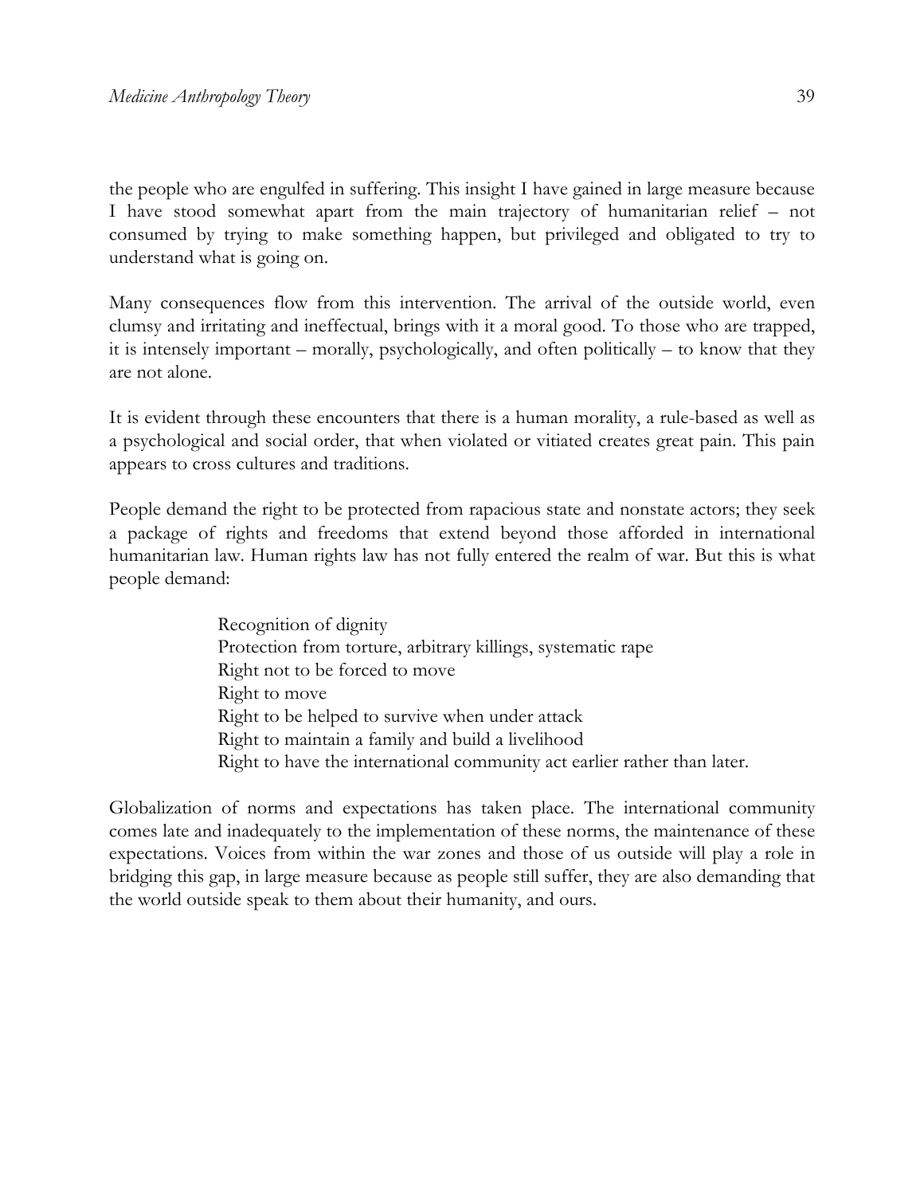the people who are engulfed in suffering. This insight I have gained in large measure because I have stood somewhat apart from the main trajectory of humanitarian relief – not consumed by trying to make something happen, but privileged and obligated to try to understand what is going on.

Many consequences flow from this intervention. The arrival of the outside world, even clumsy and irritating and ineffectual, brings with it a moral good. To those who are trapped, it is intensely important – morally, psychologically, and often politically – to know that they are not alone.

It is evident through these encounters that there is a human morality, a rule-based as well as a psychological and social order, that when violated or vitiated creates great pain. This pain appears to cross cultures and traditions.

People demand the right to be protected from rapacious state and nonstate actors; they seek a package of rights and freedoms that extend beyond those afforded in international humanitarian law. Human rights law has not fully entered the realm of war. But this is what people demand:

> Recognition of dignity
> Protection from torture, arbitrary killings, systematic rape
> Right not to be forced to move
> Right to move
> Right to be helped to survive when under attack
> Right to maintain a family and build a livelihood
> Right to have the international community act earlier rather than later.

Globalization of norms and expectations has taken place. The international community comes late and inadequately to the implementation of these norms, the maintenance of these expectations. Voices from within the war zones and those of us outside will play a role in bridging this gap, in large measure because as people still suffer, they are also demanding that the world outside speak to them about their humanity, and ours.